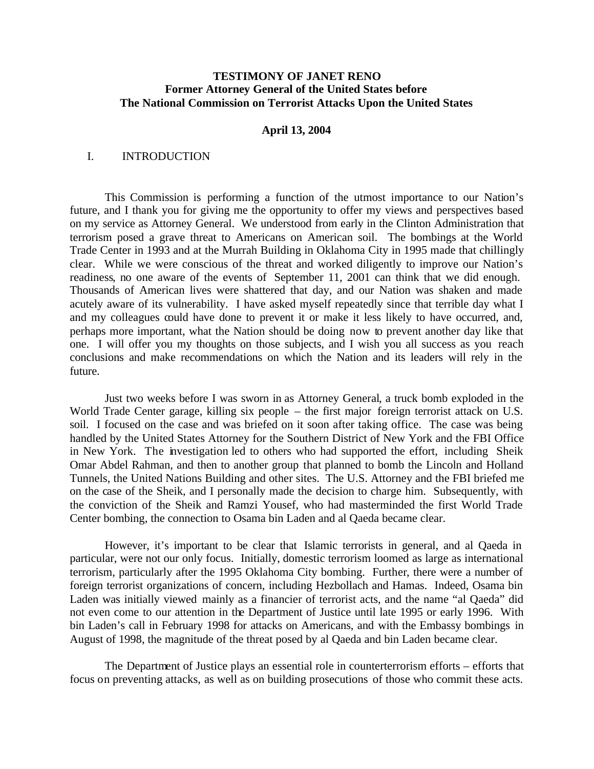**TESTIMONY OF JANET RENO**
**Former Attorney General of the United States before**
**The National Commission on Terrorist Attacks Upon the United States**

**April 13, 2004**

## I. INTRODUCTION

This Commission is performing a function of the utmost importance to our Nation's future, and I thank you for giving me the opportunity to offer my views and perspectives based on my service as Attorney General. We understood from early in the Clinton Administration that terrorism posed a grave threat to Americans on American soil. The bombings at the World Trade Center in 1993 and at the Murrah Building in Oklahoma City in 1995 made that chillingly clear. While we were conscious of the threat and worked diligently to improve our Nation's readiness, no one aware of the events of September 11, 2001 can think that we did enough. Thousands of American lives were shattered that day, and our Nation was shaken and made acutely aware of its vulnerability. I have asked myself repeatedly since that terrible day what I and my colleagues could have done to prevent it or make it less likely to have occurred, and, perhaps more important, what the Nation should be doing now to prevent another day like that one. I will offer you my thoughts on those subjects, and I wish you all success as you reach conclusions and make recommendations on which the Nation and its leaders will rely in the future.

Just two weeks before I was sworn in as Attorney General, a truck bomb exploded in the World Trade Center garage, killing six people – the first major foreign terrorist attack on U.S. soil. I focused on the case and was briefed on it soon after taking office. The case was being handled by the United States Attorney for the Southern District of New York and the FBI Office in New York. The investigation led to others who had supported the effort, including Sheik Omar Abdel Rahman, and then to another group that planned to bomb the Lincoln and Holland Tunnels, the United Nations Building and other sites. The U.S. Attorney and the FBI briefed me on the case of the Sheik, and I personally made the decision to charge him. Subsequently, with the conviction of the Sheik and Ramzi Yousef, who had masterminded the first World Trade Center bombing, the connection to Osama bin Laden and al Qaeda became clear.

However, it's important to be clear that Islamic terrorists in general, and al Qaeda in particular, were not our only focus. Initially, domestic terrorism loomed as large as international terrorism, particularly after the 1995 Oklahoma City bombing. Further, there were a number of foreign terrorist organizations of concern, including Hezbollach and Hamas. Indeed, Osama bin Laden was initially viewed mainly as a financier of terrorist acts, and the name "al Qaeda" did not even come to our attention in the Department of Justice until late 1995 or early 1996. With bin Laden's call in February 1998 for attacks on Americans, and with the Embassy bombings in August of 1998, the magnitude of the threat posed by al Qaeda and bin Laden became clear.

The Department of Justice plays an essential role in counterterrorism efforts – efforts that focus on preventing attacks, as well as on building prosecutions of those who commit these acts.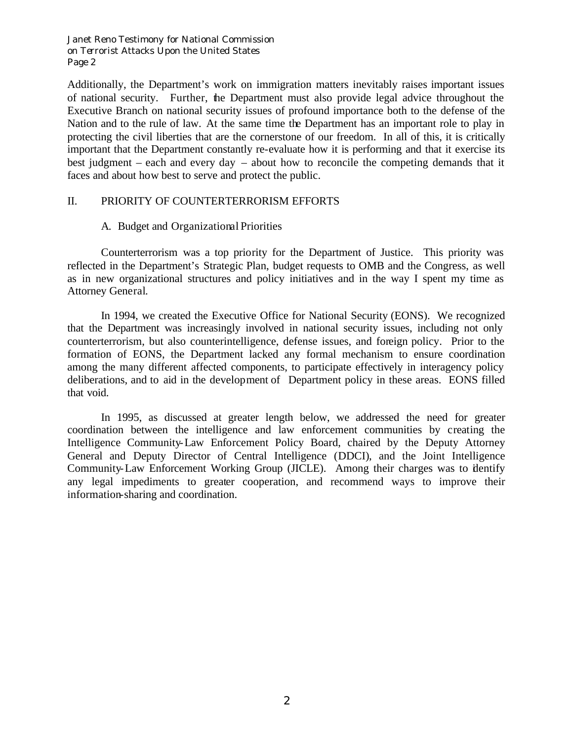Additionally, the Department's work on immigration matters inevitably raises important issues of national security. Further, the Department must also provide legal advice throughout the Executive Branch on national security issues of profound importance both to the defense of the Nation and to the rule of law. At the same time the Department has an important role to play in protecting the civil liberties that are the cornerstone of our freedom. In all of this, it is critically important that the Department constantly re-evaluate how it is performing and that it exercise its best judgment – each and every day – about how to reconcile the competing demands that it faces and about how best to serve and protect the public.

## II. PRIORITY OF COUNTERTERRORISM EFFORTS

### A. Budget and Organizational Priorities

Counterterrorism was a top priority for the Department of Justice. This priority was reflected in the Department's Strategic Plan, budget requests to OMB and the Congress, as well as in new organizational structures and policy initiatives and in the way I spent my time as Attorney General.

In 1994, we created the Executive Office for National Security (EONS). We recognized that the Department was increasingly involved in national security issues, including not only counterterrorism, but also counterintelligence, defense issues, and foreign policy. Prior to the formation of EONS, the Department lacked any formal mechanism to ensure coordination among the many different affected components, to participate effectively in interagency policy deliberations, and to aid in the development of Department policy in these areas. EONS filled that void.

In 1995, as discussed at greater length below, we addressed the need for greater coordination between the intelligence and law enforcement communities by creating the Intelligence Community-Law Enforcement Policy Board, chaired by the Deputy Attorney General and Deputy Director of Central Intelligence (DDCI), and the Joint Intelligence Community-Law Enforcement Working Group (JICLE). Among their charges was to identify any legal impediments to greater cooperation, and recommend ways to improve their information-sharing and coordination.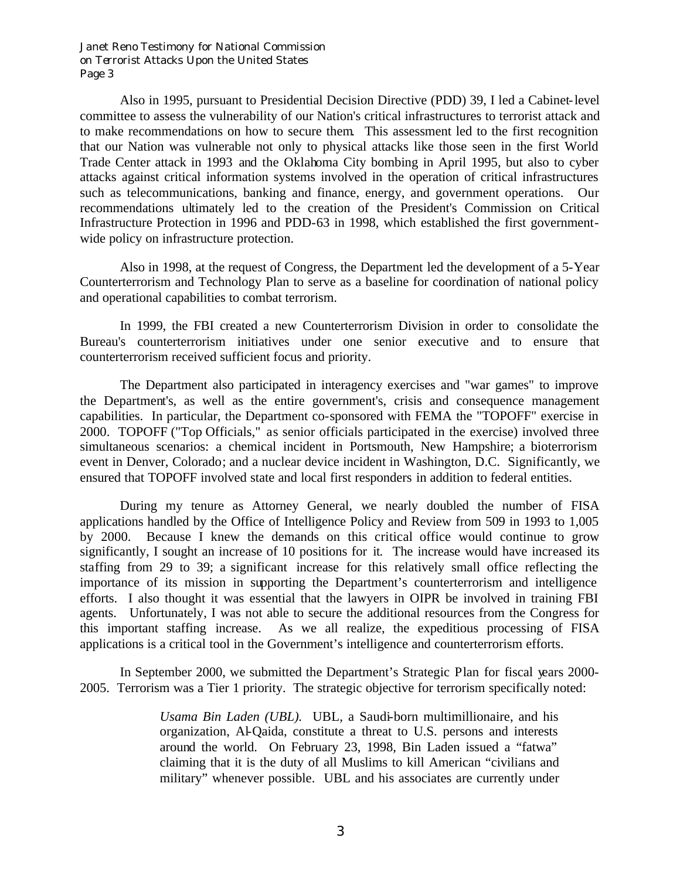Also in 1995, pursuant to Presidential Decision Directive (PDD) 39, I led a Cabinet-level committee to assess the vulnerability of our Nation's critical infrastructures to terrorist attack and to make recommendations on how to secure them. This assessment led to the first recognition that our Nation was vulnerable not only to physical attacks like those seen in the first World Trade Center attack in 1993 and the Oklahoma City bombing in April 1995, but also to cyber attacks against critical information systems involved in the operation of critical infrastructures such as telecommunications, banking and finance, energy, and government operations. Our recommendations ultimately led to the creation of the President's Commission on Critical Infrastructure Protection in 1996 and PDD-63 in 1998, which established the first government-wide policy on infrastructure protection.

Also in 1998, at the request of Congress, the Department led the development of a 5-Year Counterterrorism and Technology Plan to serve as a baseline for coordination of national policy and operational capabilities to combat terrorism.

In 1999, the FBI created a new Counterterrorism Division in order to consolidate the Bureau's counterterrorism initiatives under one senior executive and to ensure that counterterrorism received sufficient focus and priority.

The Department also participated in interagency exercises and "war games" to improve the Department's, as well as the entire government's, crisis and consequence management capabilities. In particular, the Department co-sponsored with FEMA the "TOPOFF" exercise in 2000. TOPOFF ("Top Officials," as senior officials participated in the exercise) involved three simultaneous scenarios: a chemical incident in Portsmouth, New Hampshire; a bioterrorism event in Denver, Colorado; and a nuclear device incident in Washington, D.C. Significantly, we ensured that TOPOFF involved state and local first responders in addition to federal entities.

During my tenure as Attorney General, we nearly doubled the number of FISA applications handled by the Office of Intelligence Policy and Review from 509 in 1993 to 1,005 by 2000. Because I knew the demands on this critical office would continue to grow significantly, I sought an increase of 10 positions for it. The increase would have increased its staffing from 29 to 39; a significant increase for this relatively small office reflecting the importance of its mission in supporting the Department's counterterrorism and intelligence efforts. I also thought it was essential that the lawyers in OIPR be involved in training FBI agents. Unfortunately, I was not able to secure the additional resources from the Congress for this important staffing increase. As we all realize, the expeditious processing of FISA applications is a critical tool in the Government's intelligence and counterterrorism efforts.

In September 2000, we submitted the Department's Strategic Plan for fiscal years 2000-2005. Terrorism was a Tier 1 priority. The strategic objective for terrorism specifically noted:

> *Usama Bin Laden (UBL).* UBL, a Saudi-born multimillionaire, and his organization, Al-Qaida, constitute a threat to U.S. persons and interests around the world. On February 23, 1998, Bin Laden issued a "fatwa" claiming that it is the duty of all Muslims to kill American "civilians and military" whenever possible. UBL and his associates are currently under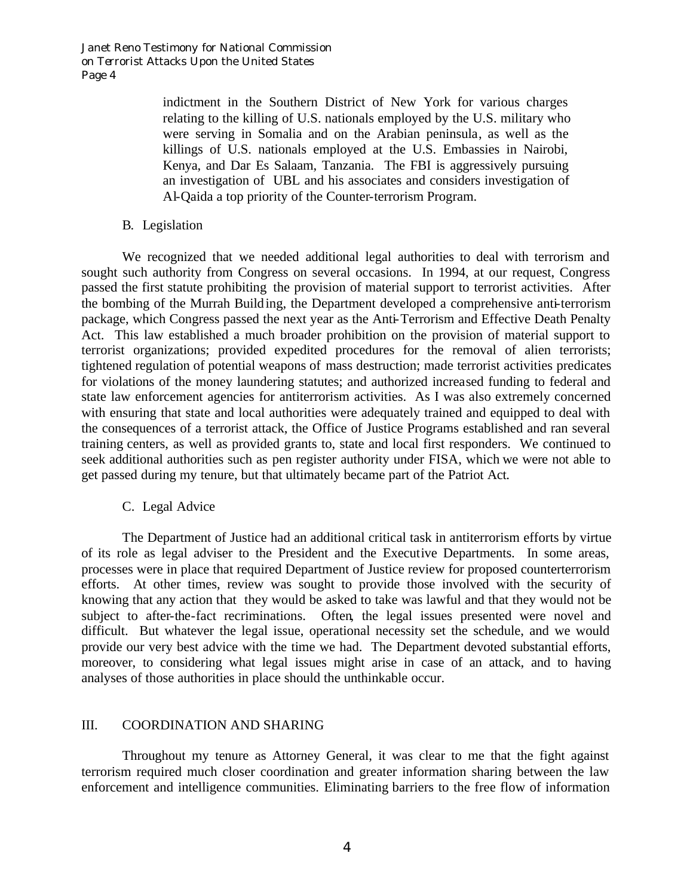indictment in the Southern District of New York for various charges relating to the killing of U.S. nationals employed by the U.S. military who were serving in Somalia and on the Arabian peninsula, as well as the killings of U.S. nationals employed at the U.S. Embassies in Nairobi, Kenya, and Dar Es Salaam, Tanzania. The FBI is aggressively pursuing an investigation of UBL and his associates and considers investigation of Al-Qaida a top priority of the Counter-terrorism Program.

B. Legislation

We recognized that we needed additional legal authorities to deal with terrorism and sought such authority from Congress on several occasions. In 1994, at our request, Congress passed the first statute prohibiting the provision of material support to terrorist activities. After the bombing of the Murrah Building, the Department developed a comprehensive anti-terrorism package, which Congress passed the next year as the Anti-Terrorism and Effective Death Penalty Act. This law established a much broader prohibition on the provision of material support to terrorist organizations; provided expedited procedures for the removal of alien terrorists; tightened regulation of potential weapons of mass destruction; made terrorist activities predicates for violations of the money laundering statutes; and authorized increased funding to federal and state law enforcement agencies for antiterrorism activities. As I was also extremely concerned with ensuring that state and local authorities were adequately trained and equipped to deal with the consequences of a terrorist attack, the Office of Justice Programs established and ran several training centers, as well as provided grants to, state and local first responders. We continued to seek additional authorities such as pen register authority under FISA, which we were not able to get passed during my tenure, but that ultimately became part of the Patriot Act.

C. Legal Advice

The Department of Justice had an additional critical task in antiterrorism efforts by virtue of its role as legal adviser to the President and the Executive Departments. In some areas, processes were in place that required Department of Justice review for proposed counterterrorism efforts. At other times, review was sought to provide those involved with the security of knowing that any action that they would be asked to take was lawful and that they would not be subject to after-the-fact recriminations. Often, the legal issues presented were novel and difficult. But whatever the legal issue, operational necessity set the schedule, and we would provide our very best advice with the time we had. The Department devoted substantial efforts, moreover, to considering what legal issues might arise in case of an attack, and to having analyses of those authorities in place should the unthinkable occur.

## III. COORDINATION AND SHARING

Throughout my tenure as Attorney General, it was clear to me that the fight against terrorism required much closer coordination and greater information sharing between the law enforcement and intelligence communities. Eliminating barriers to the free flow of information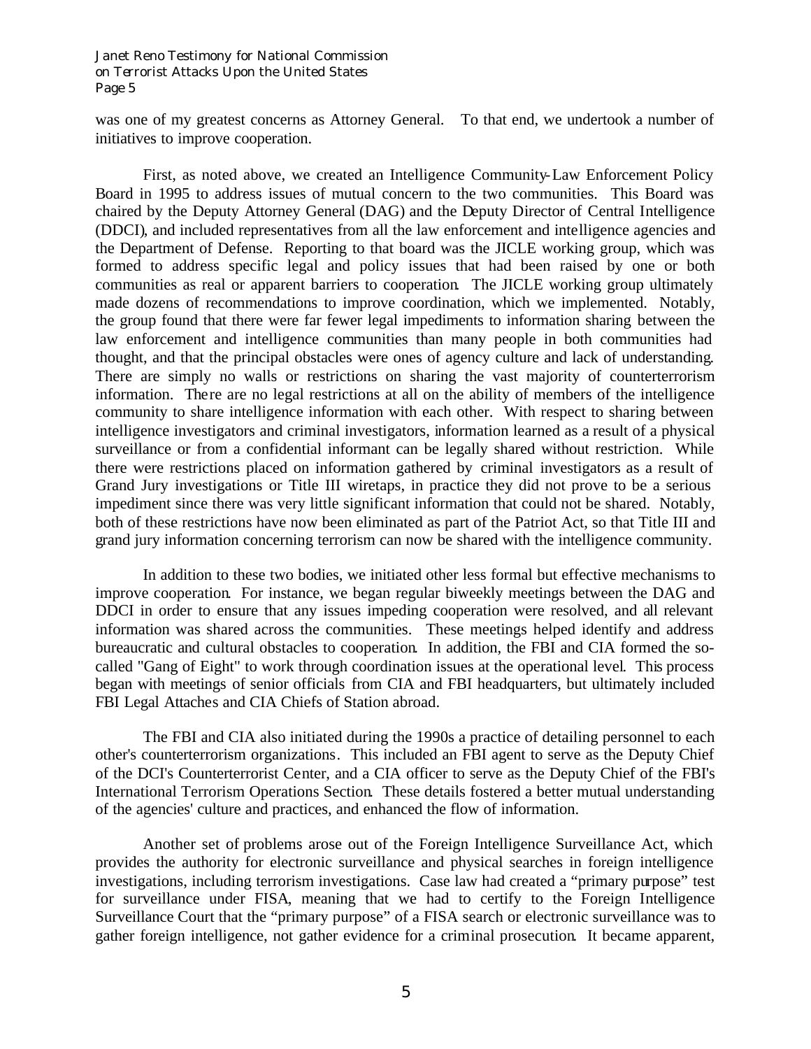was one of my greatest concerns as Attorney General. To that end, we undertook a number of initiatives to improve cooperation.

First, as noted above, we created an Intelligence Community-Law Enforcement Policy Board in 1995 to address issues of mutual concern to the two communities. This Board was chaired by the Deputy Attorney General (DAG) and the Deputy Director of Central Intelligence (DDCI), and included representatives from all the law enforcement and intelligence agencies and the Department of Defense. Reporting to that board was the JICLE working group, which was formed to address specific legal and policy issues that had been raised by one or both communities as real or apparent barriers to cooperation. The JICLE working group ultimately made dozens of recommendations to improve coordination, which we implemented. Notably, the group found that there were far fewer legal impediments to information sharing between the law enforcement and intelligence communities than many people in both communities had thought, and that the principal obstacles were ones of agency culture and lack of understanding. There are simply no walls or restrictions on sharing the vast majority of counterterrorism information. There are no legal restrictions at all on the ability of members of the intelligence community to share intelligence information with each other. With respect to sharing between intelligence investigators and criminal investigators, information learned as a result of a physical surveillance or from a confidential informant can be legally shared without restriction. While there were restrictions placed on information gathered by criminal investigators as a result of Grand Jury investigations or Title III wiretaps, in practice they did not prove to be a serious impediment since there was very little significant information that could not be shared. Notably, both of these restrictions have now been eliminated as part of the Patriot Act, so that Title III and grand jury information concerning terrorism can now be shared with the intelligence community.

In addition to these two bodies, we initiated other less formal but effective mechanisms to improve cooperation. For instance, we began regular biweekly meetings between the DAG and DDCI in order to ensure that any issues impeding cooperation were resolved, and all relevant information was shared across the communities. These meetings helped identify and address bureaucratic and cultural obstacles to cooperation. In addition, the FBI and CIA formed the so-called "Gang of Eight" to work through coordination issues at the operational level. This process began with meetings of senior officials from CIA and FBI headquarters, but ultimately included FBI Legal Attaches and CIA Chiefs of Station abroad.

The FBI and CIA also initiated during the 1990s a practice of detailing personnel to each other's counterterrorism organizations. This included an FBI agent to serve as the Deputy Chief of the DCI's Counterterrorist Center, and a CIA officer to serve as the Deputy Chief of the FBI's International Terrorism Operations Section. These details fostered a better mutual understanding of the agencies' culture and practices, and enhanced the flow of information.

Another set of problems arose out of the Foreign Intelligence Surveillance Act, which provides the authority for electronic surveillance and physical searches in foreign intelligence investigations, including terrorism investigations. Case law had created a "primary purpose" test for surveillance under FISA, meaning that we had to certify to the Foreign Intelligence Surveillance Court that the "primary purpose" of a FISA search or electronic surveillance was to gather foreign intelligence, not gather evidence for a criminal prosecution. It became apparent,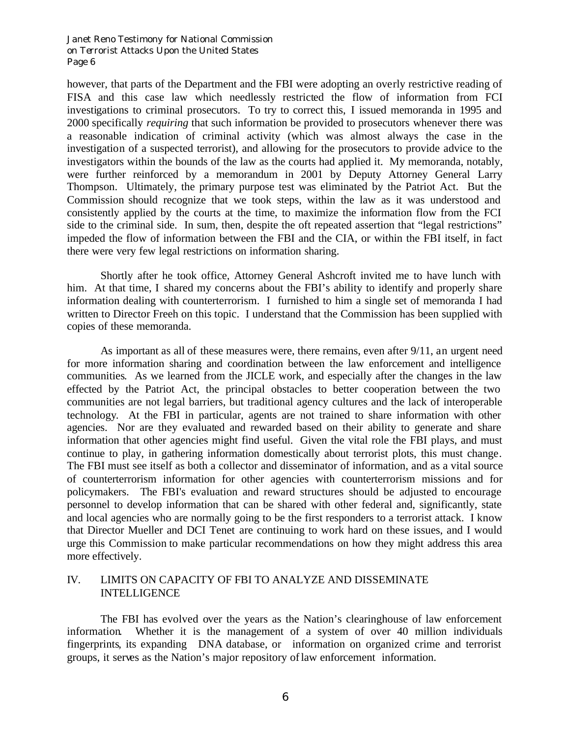however, that parts of the Department and the FBI were adopting an overly restrictive reading of FISA and this case law which needlessly restricted the flow of information from FCI investigations to criminal prosecutors. To try to correct this, I issued memoranda in 1995 and 2000 specifically *requiring* that such information be provided to prosecutors whenever there was a reasonable indication of criminal activity (which was almost always the case in the investigation of a suspected terrorist), and allowing for the prosecutors to provide advice to the investigators within the bounds of the law as the courts had applied it. My memoranda, notably, were further reinforced by a memorandum in 2001 by Deputy Attorney General Larry Thompson. Ultimately, the primary purpose test was eliminated by the Patriot Act. But the Commission should recognize that we took steps, within the law as it was understood and consistently applied by the courts at the time, to maximize the information flow from the FCI side to the criminal side. In sum, then, despite the oft repeated assertion that "legal restrictions" impeded the flow of information between the FBI and the CIA, or within the FBI itself, in fact there were very few legal restrictions on information sharing.

Shortly after he took office, Attorney General Ashcroft invited me to have lunch with him. At that time, I shared my concerns about the FBI's ability to identify and properly share information dealing with counterterrorism. I furnished to him a single set of memoranda I had written to Director Freeh on this topic. I understand that the Commission has been supplied with copies of these memoranda.

As important as all of these measures were, there remains, even after 9/11, an urgent need for more information sharing and coordination between the law enforcement and intelligence communities. As we learned from the JICLE work, and especially after the changes in the law effected by the Patriot Act, the principal obstacles to better cooperation between the two communities are not legal barriers, but traditional agency cultures and the lack of interoperable technology. At the FBI in particular, agents are not trained to share information with other agencies. Nor are they evaluated and rewarded based on their ability to generate and share information that other agencies might find useful. Given the vital role the FBI plays, and must continue to play, in gathering information domestically about terrorist plots, this must change. The FBI must see itself as both a collector and disseminator of information, and as a vital source of counterterrorism information for other agencies with counterterrorism missions and for policymakers. The FBI's evaluation and reward structures should be adjusted to encourage personnel to develop information that can be shared with other federal and, significantly, state and local agencies who are normally going to be the first responders to a terrorist attack. I know that Director Mueller and DCI Tenet are continuing to work hard on these issues, and I would urge this Commission to make particular recommendations on how they might address this area more effectively.

## IV. LIMITS ON CAPACITY OF FBI TO ANALYZE AND DISSEMINATE INTELLIGENCE

The FBI has evolved over the years as the Nation's clearinghouse of law enforcement information. Whether it is the management of a system of over 40 million individuals fingerprints, its expanding DNA database, or information on organized crime and terrorist groups, it serves as the Nation's major repository of law enforcement information.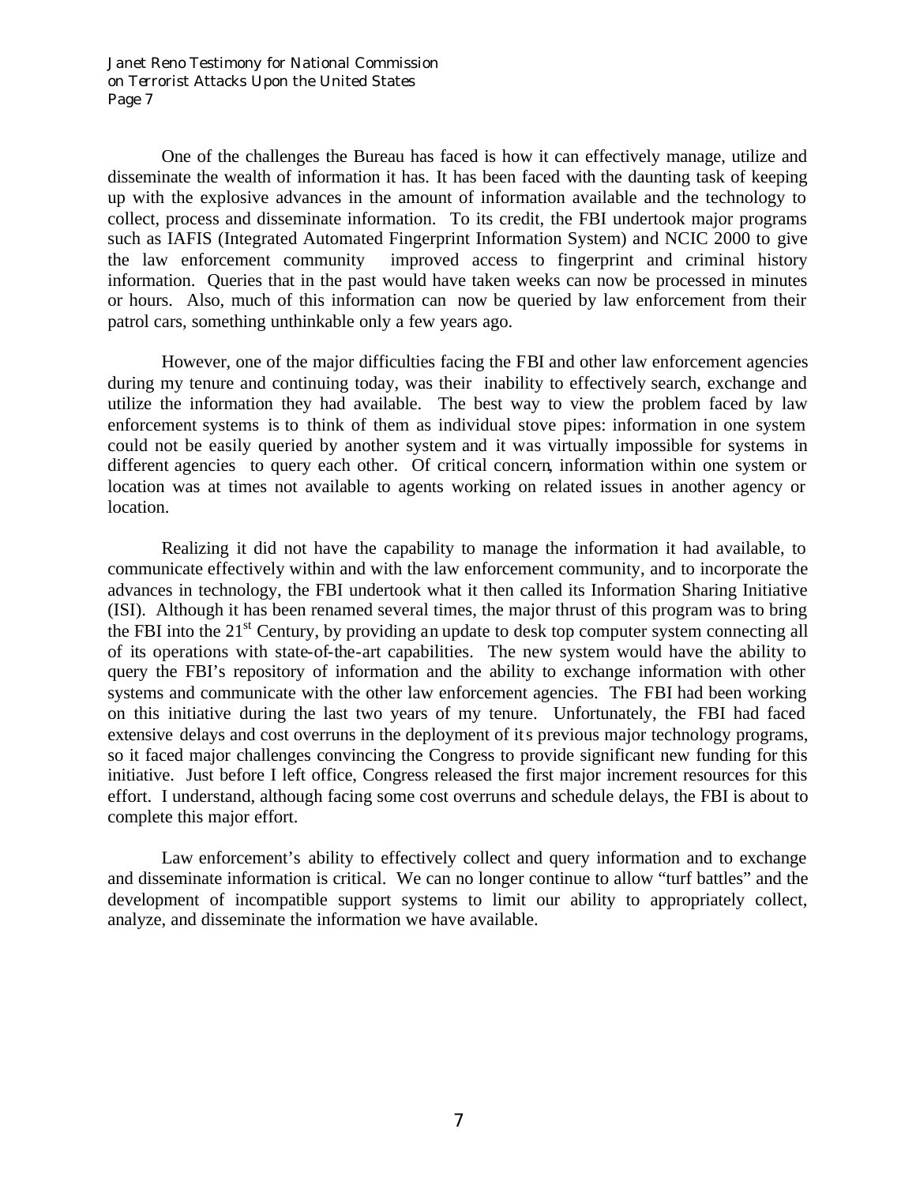One of the challenges the Bureau has faced is how it can effectively manage, utilize and disseminate the wealth of information it has. It has been faced with the daunting task of keeping up with the explosive advances in the amount of information available and the technology to collect, process and disseminate information. To its credit, the FBI undertook major programs such as IAFIS (Integrated Automated Fingerprint Information System) and NCIC 2000 to give the law enforcement community improved access to fingerprint and criminal history information. Queries that in the past would have taken weeks can now be processed in minutes or hours. Also, much of this information can now be queried by law enforcement from their patrol cars, something unthinkable only a few years ago.

However, one of the major difficulties facing the FBI and other law enforcement agencies during my tenure and continuing today, was their inability to effectively search, exchange and utilize the information they had available. The best way to view the problem faced by law enforcement systems is to think of them as individual stove pipes: information in one system could not be easily queried by another system and it was virtually impossible for systems in different agencies to query each other. Of critical concern, information within one system or location was at times not available to agents working on related issues in another agency or location.

Realizing it did not have the capability to manage the information it had available, to communicate effectively within and with the law enforcement community, and to incorporate the advances in technology, the FBI undertook what it then called its Information Sharing Initiative (ISI). Although it has been renamed several times, the major thrust of this program was to bring the FBI into the 21st Century, by providing an update to desk top computer system connecting all of its operations with state-of-the-art capabilities. The new system would have the ability to query the FBI's repository of information and the ability to exchange information with other systems and communicate with the other law enforcement agencies. The FBI had been working on this initiative during the last two years of my tenure. Unfortunately, the FBI had faced extensive delays and cost overruns in the deployment of its previous major technology programs, so it faced major challenges convincing the Congress to provide significant new funding for this initiative. Just before I left office, Congress released the first major increment resources for this effort. I understand, although facing some cost overruns and schedule delays, the FBI is about to complete this major effort.

Law enforcement's ability to effectively collect and query information and to exchange and disseminate information is critical. We can no longer continue to allow "turf battles" and the development of incompatible support systems to limit our ability to appropriately collect, analyze, and disseminate the information we have available.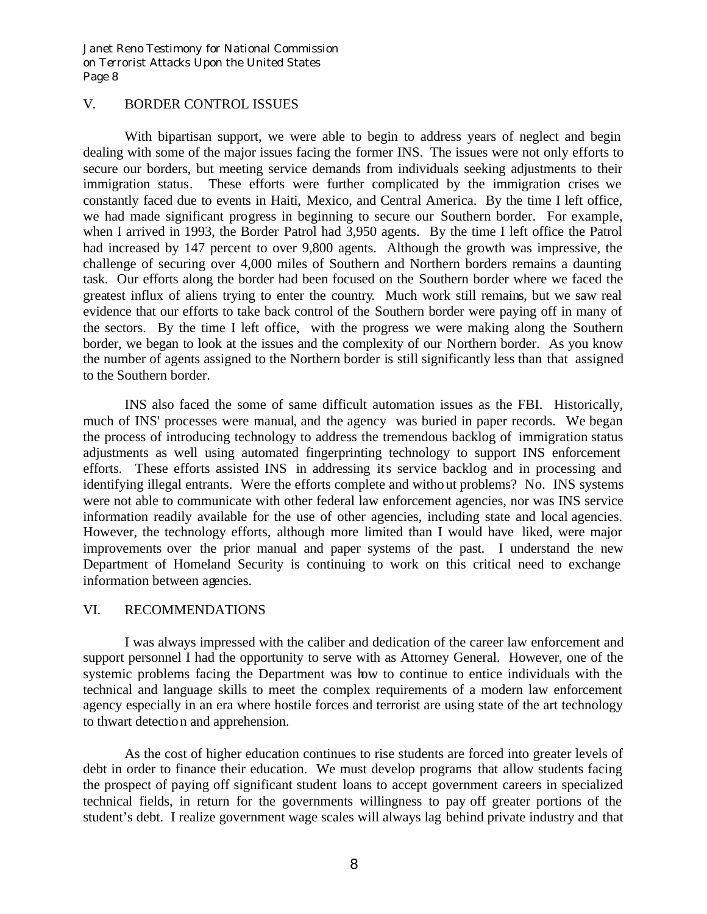## V. BORDER CONTROL ISSUES

With bipartisan support, we were able to begin to address years of neglect and begin dealing with some of the major issues facing the former INS. The issues were not only efforts to secure our borders, but meeting service demands from individuals seeking adjustments to their immigration status. These efforts were further complicated by the immigration crises we constantly faced due to events in Haiti, Mexico, and Central America. By the time I left office, we had made significant progress in beginning to secure our Southern border. For example, when I arrived in 1993, the Border Patrol had 3,950 agents. By the time I left office the Patrol had increased by 147 percent to over 9,800 agents. Although the growth was impressive, the challenge of securing over 4,000 miles of Southern and Northern borders remains a daunting task. Our efforts along the border had been focused on the Southern border where we faced the greatest influx of aliens trying to enter the country. Much work still remains, but we saw real evidence that our efforts to take back control of the Southern border were paying off in many of the sectors. By the time I left office, with the progress we were making along the Southern border, we began to look at the issues and the complexity of our Northern border. As you know the number of agents assigned to the Northern border is still significantly less than that assigned to the Southern border.

INS also faced the some of same difficult automation issues as the FBI. Historically, much of INS' processes were manual, and the agency was buried in paper records. We began the process of introducing technology to address the tremendous backlog of immigration status adjustments as well using automated fingerprinting technology to support INS enforcement efforts. These efforts assisted INS in addressing its service backlog and in processing and identifying illegal entrants. Were the efforts complete and without problems? No. INS systems were not able to communicate with other federal law enforcement agencies, nor was INS service information readily available for the use of other agencies, including state and local agencies. However, the technology efforts, although more limited than I would have liked, were major improvements over the prior manual and paper systems of the past. I understand the new Department of Homeland Security is continuing to work on this critical need to exchange information between agencies.

## VI. RECOMMENDATIONS

I was always impressed with the caliber and dedication of the career law enforcement and support personnel I had the opportunity to serve with as Attorney General. However, one of the systemic problems facing the Department was how to continue to entice individuals with the technical and language skills to meet the complex requirements of a modern law enforcement agency especially in an era where hostile forces and terrorist are using state of the art technology to thwart detection and apprehension.

As the cost of higher education continues to rise students are forced into greater levels of debt in order to finance their education. We must develop programs that allow students facing the prospect of paying off significant student loans to accept government careers in specialized technical fields, in return for the governments willingness to pay off greater portions of the student's debt. I realize government wage scales will always lag behind private industry and that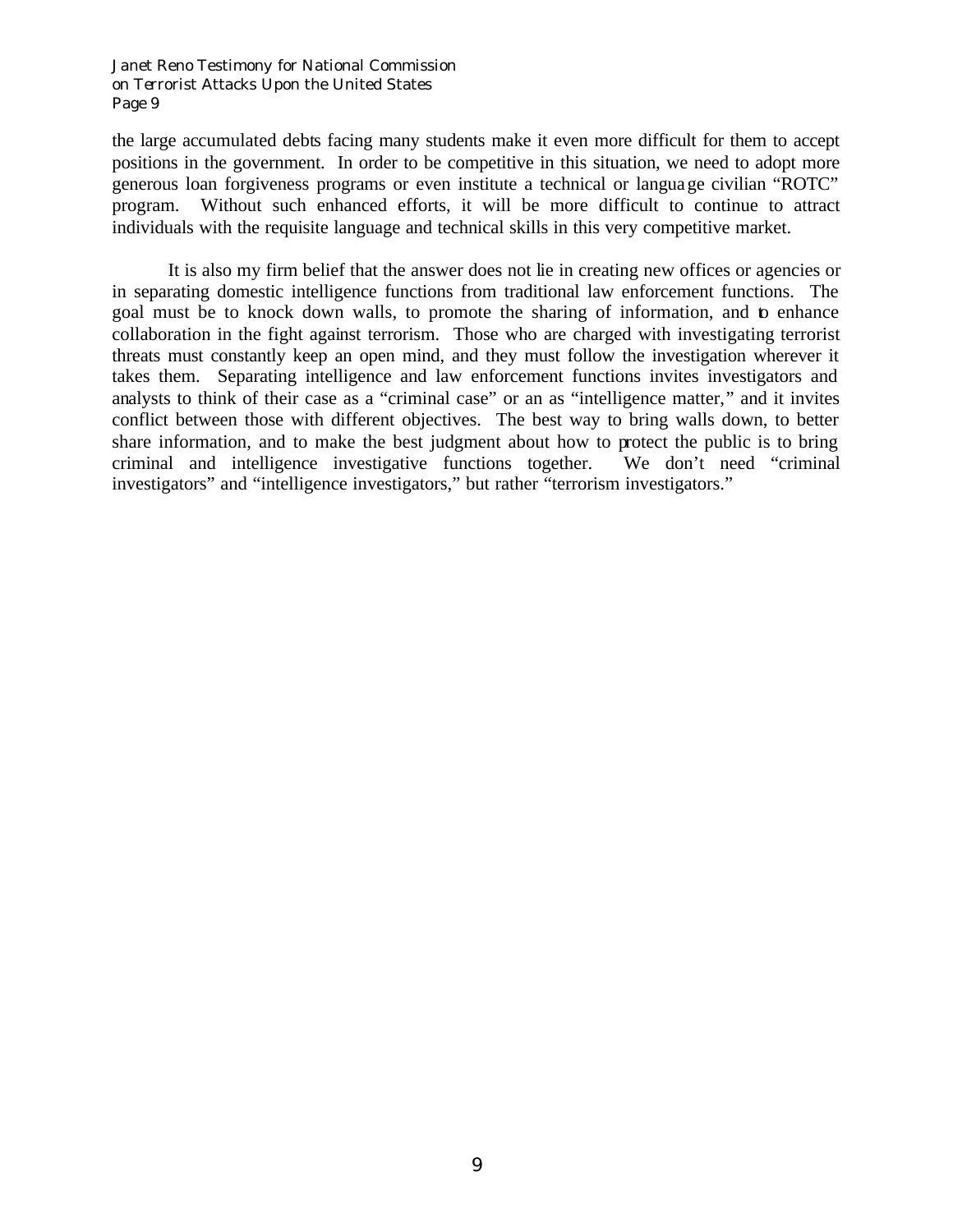the large accumulated debts facing many students make it even more difficult for them to accept positions in the government. In order to be competitive in this situation, we need to adopt more generous loan forgiveness programs or even institute a technical or language civilian "ROTC" program. Without such enhanced efforts, it will be more difficult to continue to attract individuals with the requisite language and technical skills in this very competitive market.

It is also my firm belief that the answer does not lie in creating new offices or agencies or in separating domestic intelligence functions from traditional law enforcement functions. The goal must be to knock down walls, to promote the sharing of information, and to enhance collaboration in the fight against terrorism. Those who are charged with investigating terrorist threats must constantly keep an open mind, and they must follow the investigation wherever it takes them. Separating intelligence and law enforcement functions invites investigators and analysts to think of their case as a "criminal case" or an as "intelligence matter," and it invites conflict between those with different objectives. The best way to bring walls down, to better share information, and to make the best judgment about how to protect the public is to bring criminal and intelligence investigative functions together. We don't need "criminal investigators" and "intelligence investigators," but rather "terrorism investigators."